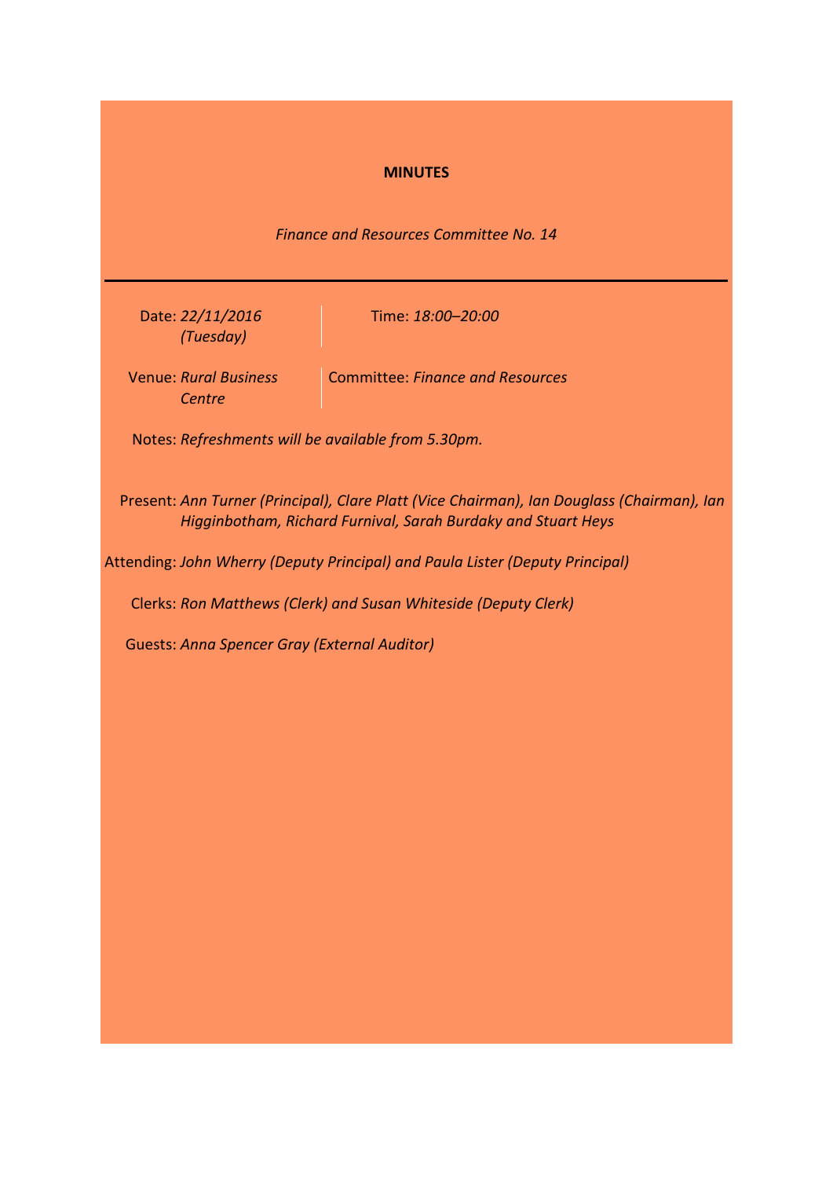**MINUTES**

*Finance and Resources Committee No. 14*

---

Date: *22/11/2016 (Tuesday)*

Time: *18:00–20:00*

Venue: *Rural Business Centre*

Committee: *Finance and Resources*

Notes: *Refreshments will be available from 5.30pm.*

Present: *Ann Turner (Principal), Clare Platt (Vice Chairman), Ian Douglass (Chairman), Ian Higginbotham, Richard Furnival, Sarah Burdaky and Stuart Heys*

Attending: *John Wherry (Deputy Principal) and Paula Lister (Deputy Principal)*

Clerks: *Ron Matthews (Clerk) and Susan Whiteside (Deputy Clerk)*

Guests: *Anna Spencer Gray (External Auditor)*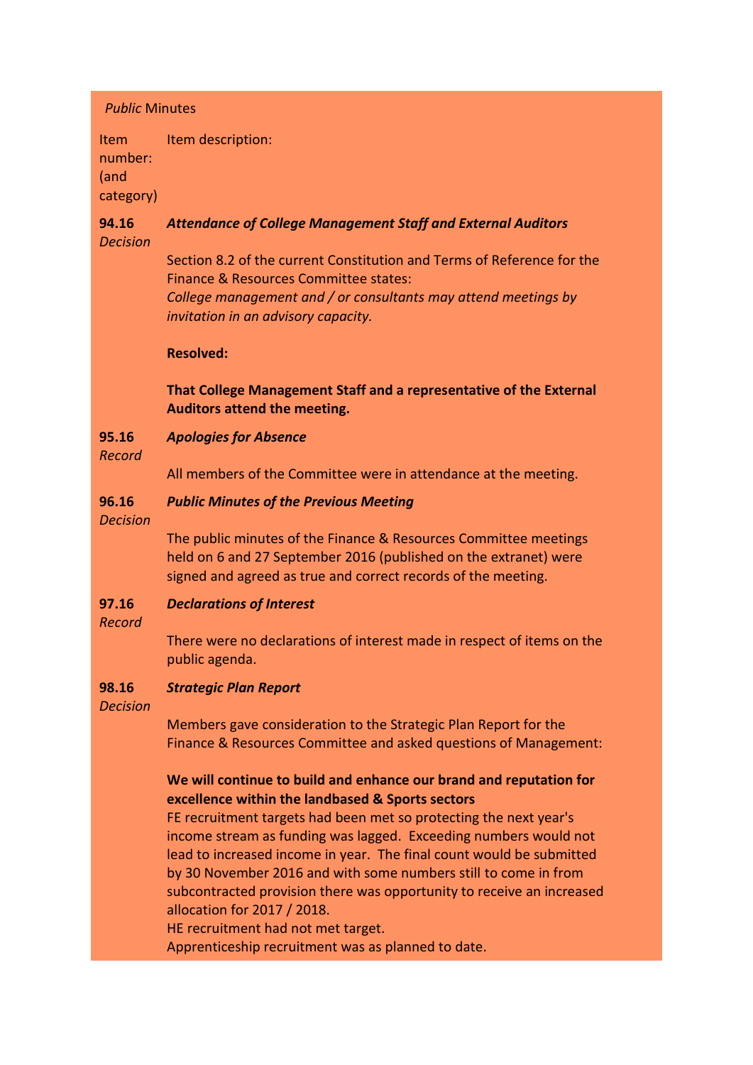*Public* Minutes

| Item number: (and category) | Item description: |
|---|---|
| **94.16** *Decision* | ***Attendance of College Management Staff and External Auditors*** |
| | Section 8.2 of the current Constitution and Terms of Reference for the Finance & Resources Committee states: *College management and / or consultants may attend meetings by invitation in an advisory capacity.* |
| | **Resolved:** |
| | **That College Management Staff and a representative of the External Auditors attend the meeting.** |
| **95.16** *Record* | ***Apologies for Absence*** |
| | All members of the Committee were in attendance at the meeting. |
| **96.16** *Decision* | ***Public Minutes of the Previous Meeting*** |
| | The public minutes of the Finance & Resources Committee meetings held on 6 and 27 September 2016 (published on the extranet) were signed and agreed as true and correct records of the meeting. |
| **97.16** *Record* | ***Declarations of Interest*** |
| | There were no declarations of interest made in respect of items on the public agenda. |
| **98.16** *Decision* | ***Strategic Plan Report*** |
| | Members gave consideration to the Strategic Plan Report for the Finance & Resources Committee and asked questions of Management: |
| | **We will continue to build and enhance our brand and reputation for excellence within the landbased & Sports sectors** FE recruitment targets had been met so protecting the next year's income stream as funding was lagged. Exceeding numbers would not lead to increased income in year. The final count would be submitted by 30 November 2016 and with some numbers still to come in from subcontracted provision there was opportunity to receive an increased allocation for 2017 / 2018. HE recruitment had not met target. Apprenticeship recruitment was as planned to date. |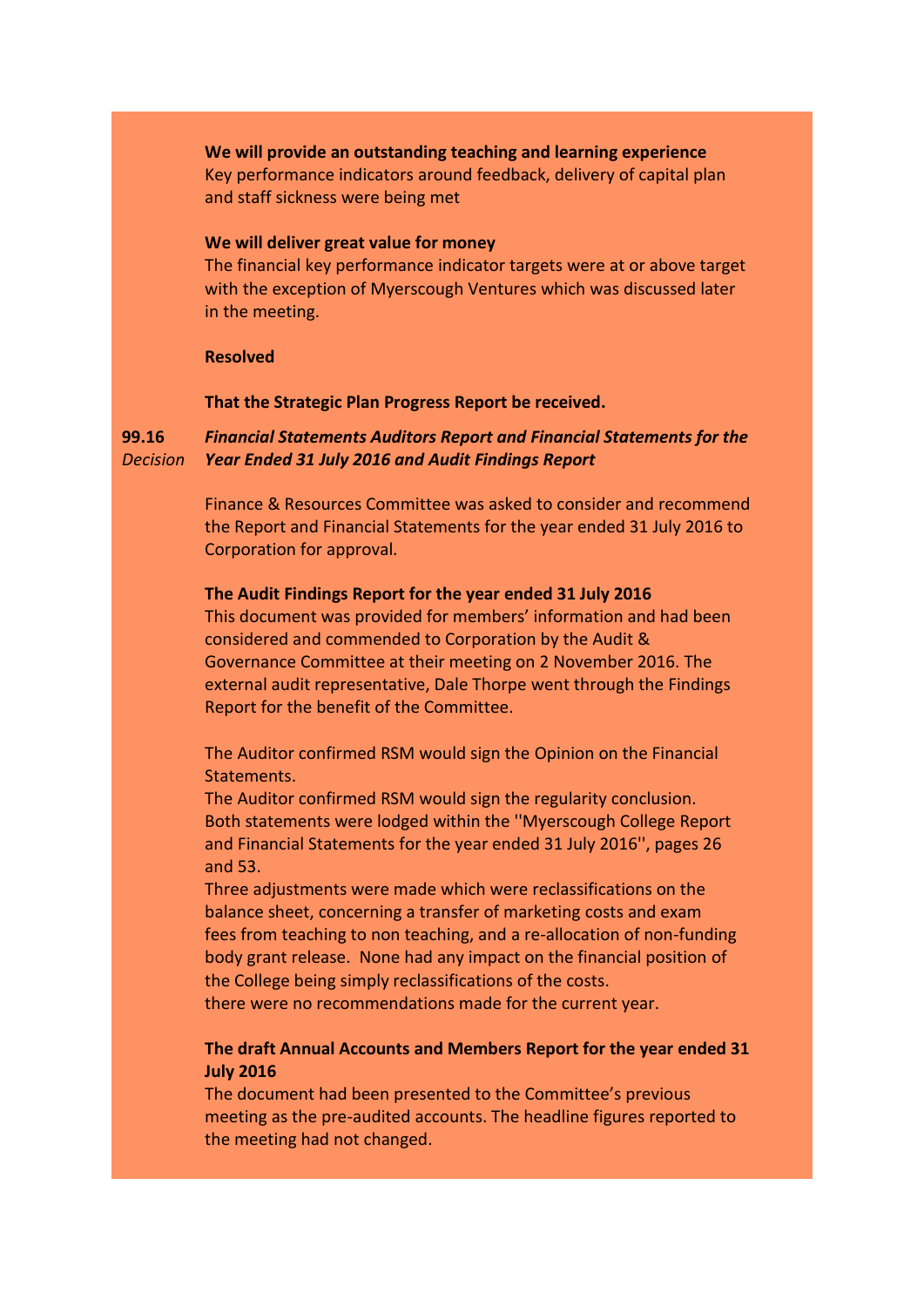**We will provide an outstanding teaching and learning experience**
Key performance indicators around feedback, delivery of capital plan and staff sickness were being met

**We will deliver great value for money**
The financial key performance indicator targets were at or above target with the exception of Myerscough Ventures which was discussed later in the meeting.

**Resolved**

**That the Strategic Plan Progress Report be received.**

**99.16** *Decision* ***Financial Statements Auditors Report and Financial Statements for the Year Ended 31 July 2016 and Audit Findings Report***

Finance & Resources Committee was asked to consider and recommend the Report and Financial Statements for the year ended 31 July 2016 to Corporation for approval.

**The Audit Findings Report for the year ended 31 July 2016**
This document was provided for members' information and had been considered and commended to Corporation by the Audit & Governance Committee at their meeting on 2 November 2016. The external audit representative, Dale Thorpe went through the Findings Report for the benefit of the Committee.

The Auditor confirmed RSM would sign the Opinion on the Financial Statements.
The Auditor confirmed RSM would sign the regularity conclusion.
Both statements were lodged within the ''Myerscough College Report and Financial Statements for the year ended 31 July 2016'', pages 26 and 53.
Three adjustments were made which were reclassifications on the balance sheet, concerning a transfer of marketing costs and exam fees from teaching to non teaching, and a re-allocation of non-funding body grant release. None had any impact on the financial position of the College being simply reclassifications of the costs.
there were no recommendations made for the current year.

**The draft Annual Accounts and Members Report for the year ended 31 July 2016**
The document had been presented to the Committee's previous meeting as the pre-audited accounts. The headline figures reported to the meeting had not changed.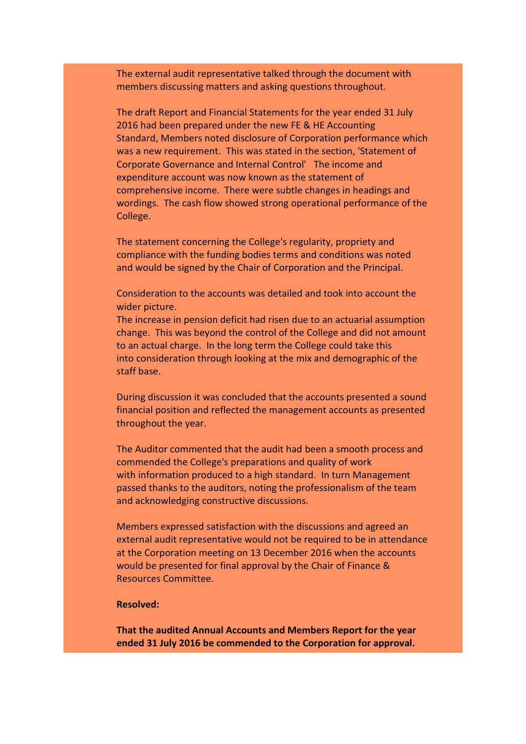The external audit representative talked through the document with members discussing matters and asking questions throughout.

The draft Report and Financial Statements for the year ended 31 July 2016 had been prepared under the new FE & HE Accounting Standard, Members noted disclosure of Corporation performance which was a new requirement. This was stated in the section, 'Statement of Corporate Governance and Internal Control' The income and expenditure account was now known as the statement of comprehensive income. There were subtle changes in headings and wordings. The cash flow showed strong operational performance of the College.

The statement concerning the College's regularity, propriety and compliance with the funding bodies terms and conditions was noted and would be signed by the Chair of Corporation and the Principal.

Consideration to the accounts was detailed and took into account the wider picture.
The increase in pension deficit had risen due to an actuarial assumption change. This was beyond the control of the College and did not amount to an actual charge. In the long term the College could take this into consideration through looking at the mix and demographic of the staff base.

During discussion it was concluded that the accounts presented a sound financial position and reflected the management accounts as presented throughout the year.

The Auditor commented that the audit had been a smooth process and commended the College's preparations and quality of work with information produced to a high standard. In turn Management passed thanks to the auditors, noting the professionalism of the team and acknowledging constructive discussions.

Members expressed satisfaction with the discussions and agreed an external audit representative would not be required to be in attendance at the Corporation meeting on 13 December 2016 when the accounts would be presented for final approval by the Chair of Finance & Resources Committee.

**Resolved:**

**That the audited Annual Accounts and Members Report for the year ended 31 July 2016 be commended to the Corporation for approval.**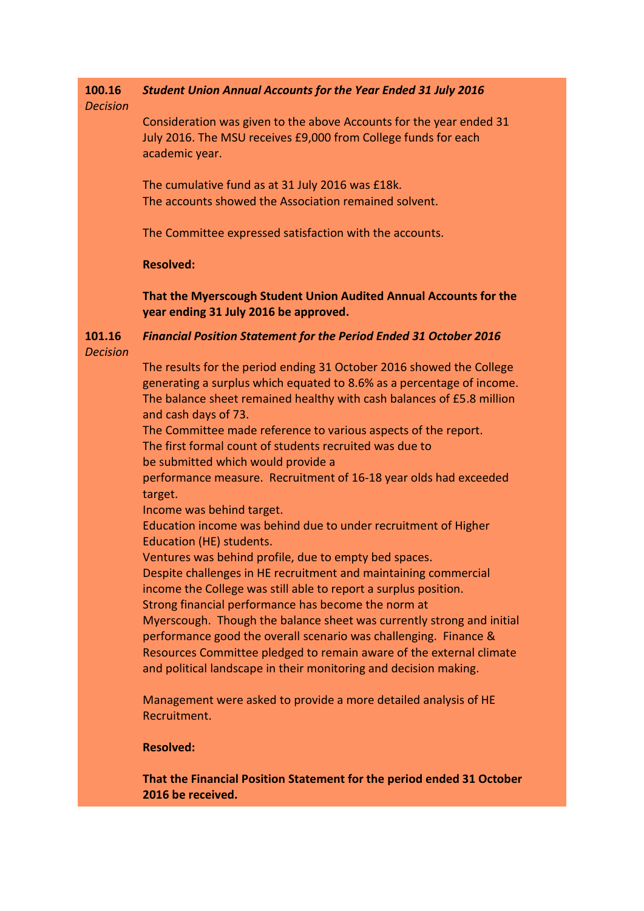**100.16** *Decision* ***Student Union Annual Accounts for the Year Ended 31 July 2016***

Consideration was given to the above Accounts for the year ended 31 July 2016. The MSU receives £9,000 from College funds for each academic year.

The cumulative fund as at 31 July 2016 was £18k.
The accounts showed the Association remained solvent.

The Committee expressed satisfaction with the accounts.

**Resolved:**

**That the Myerscough Student Union Audited Annual Accounts for the year ending 31 July 2016 be approved.**

**101.16** *Decision* ***Financial Position Statement for the Period Ended 31 October 2016***

The results for the period ending 31 October 2016 showed the College generating a surplus which equated to 8.6% as a percentage of income. The balance sheet remained healthy with cash balances of £5.8 million and cash days of 73.
The Committee made reference to various aspects of the report.
The first formal count of students recruited was due to be submitted which would provide a performance measure. Recruitment of 16-18 year olds had exceeded target.
Income was behind target.
Education income was behind due to under recruitment of Higher Education (HE) students.
Ventures was behind profile, due to empty bed spaces.
Despite challenges in HE recruitment and maintaining commercial income the College was still able to report a surplus position.
Strong financial performance has become the norm at Myerscough. Though the balance sheet was currently strong and initial performance good the overall scenario was challenging. Finance & Resources Committee pledged to remain aware of the external climate and political landscape in their monitoring and decision making.

Management were asked to provide a more detailed analysis of HE Recruitment.

**Resolved:**

**That the Financial Position Statement for the period ended 31 October 2016 be received.**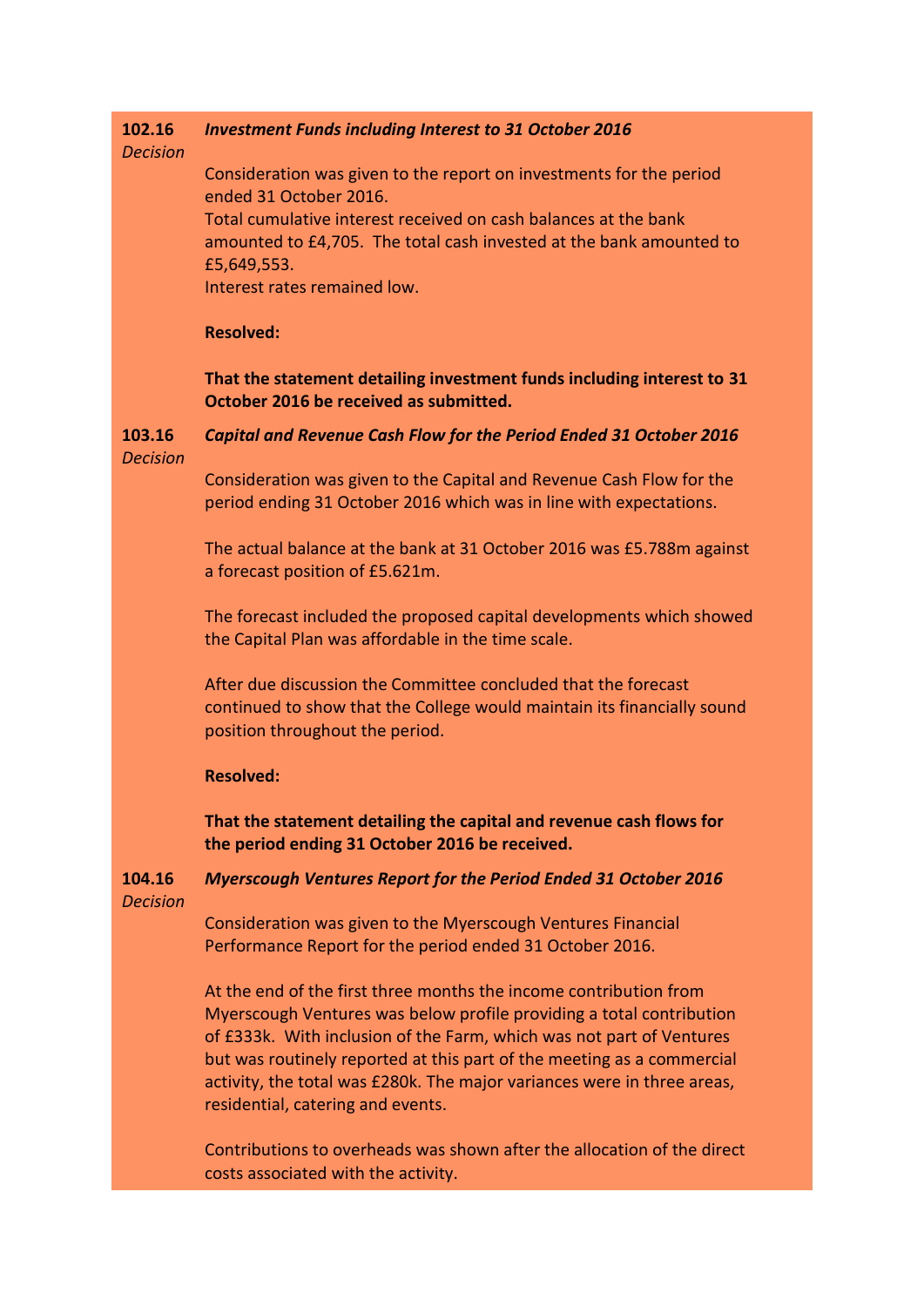**102.16** *Decision*

***Investment Funds including Interest to 31 October 2016***

Consideration was given to the report on investments for the period ended 31 October 2016.
Total cumulative interest received on cash balances at the bank amounted to £4,705. The total cash invested at the bank amounted to £5,649,553.
Interest rates remained low.

**Resolved:**

**That the statement detailing investment funds including interest to 31 October 2016 be received as submitted.**

**103.16** *Decision*

***Capital and Revenue Cash Flow for the Period Ended 31 October 2016***

Consideration was given to the Capital and Revenue Cash Flow for the period ending 31 October 2016 which was in line with expectations.

The actual balance at the bank at 31 October 2016 was £5.788m against a forecast position of £5.621m.

The forecast included the proposed capital developments which showed the Capital Plan was affordable in the time scale.

After due discussion the Committee concluded that the forecast continued to show that the College would maintain its financially sound position throughout the period.

**Resolved:**

**That the statement detailing the capital and revenue cash flows for the period ending 31 October 2016 be received.**

**104.16** *Decision*

***Myerscough Ventures Report for the Period Ended 31 October 2016***

Consideration was given to the Myerscough Ventures Financial Performance Report for the period ended 31 October 2016.

At the end of the first three months the income contribution from Myerscough Ventures was below profile providing a total contribution of £333k. With inclusion of the Farm, which was not part of Ventures but was routinely reported at this part of the meeting as a commercial activity, the total was £280k. The major variances were in three areas, residential, catering and events.

Contributions to overheads was shown after the allocation of the direct costs associated with the activity.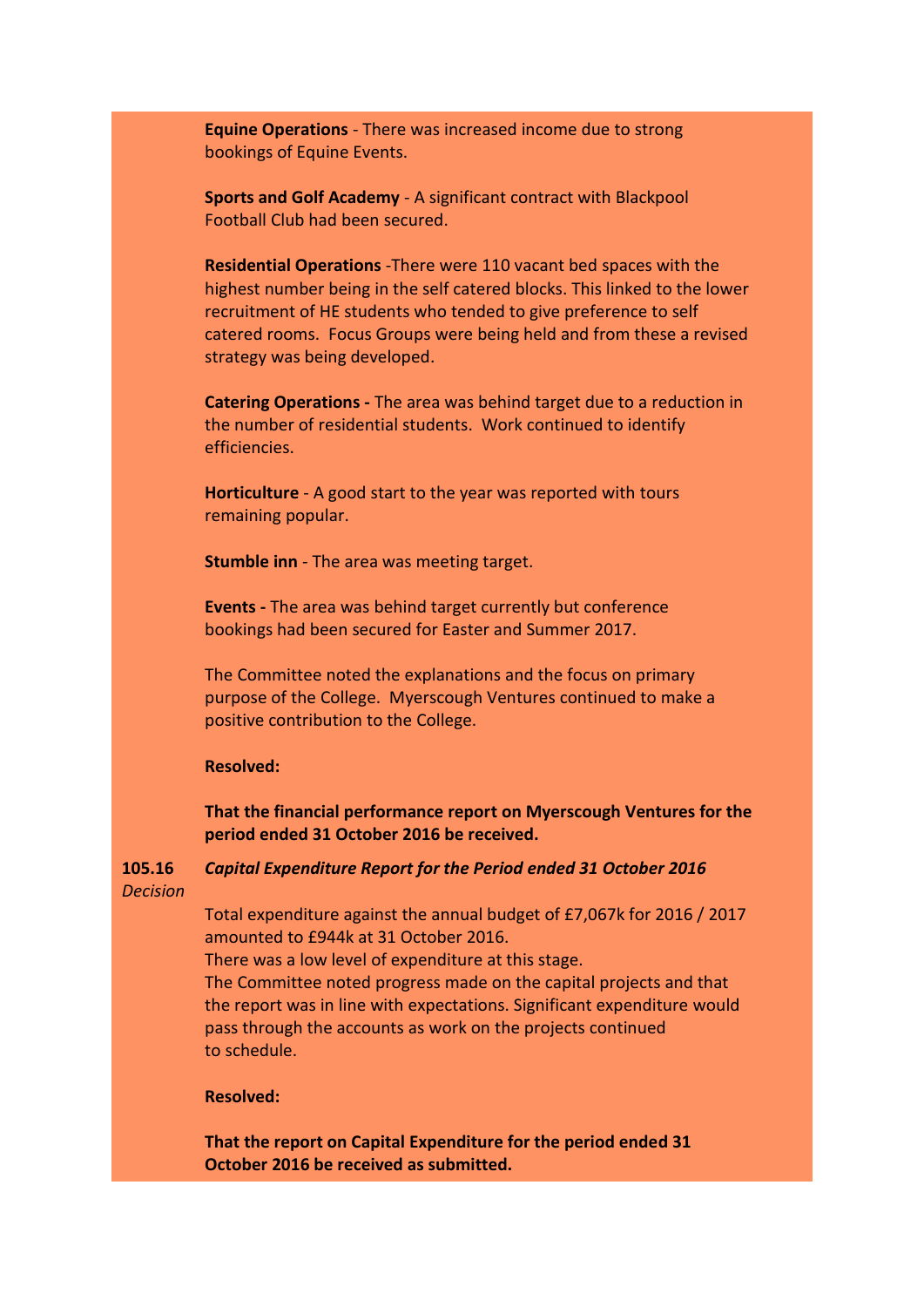**Equine Operations** - There was increased income due to strong bookings of Equine Events.

**Sports and Golf Academy** - A significant contract with Blackpool Football Club had been secured.

**Residential Operations** -There were 110 vacant bed spaces with the highest number being in the self catered blocks. This linked to the lower recruitment of HE students who tended to give preference to self catered rooms. Focus Groups were being held and from these a revised strategy was being developed.

**Catering Operations -** The area was behind target due to a reduction in the number of residential students. Work continued to identify efficiencies.

**Horticulture** - A good start to the year was reported with tours remaining popular.

**Stumble inn** - The area was meeting target.

**Events -** The area was behind target currently but conference bookings had been secured for Easter and Summer 2017.

The Committee noted the explanations and the focus on primary purpose of the College. Myerscough Ventures continued to make a positive contribution to the College.

**Resolved:**

**That the financial performance report on Myerscough Ventures for the period ended 31 October 2016 be received.**

**105.16** ***Capital Expenditure Report for the Period ended 31 October 2016***

*Decision*

Total expenditure against the annual budget of £7,067k for 2016 / 2017 amounted to £944k at 31 October 2016.
There was a low level of expenditure at this stage.
The Committee noted progress made on the capital projects and that the report was in line with expectations. Significant expenditure would pass through the accounts as work on the projects continued to schedule.

**Resolved:**

**That the report on Capital Expenditure for the period ended 31 October 2016 be received as submitted.**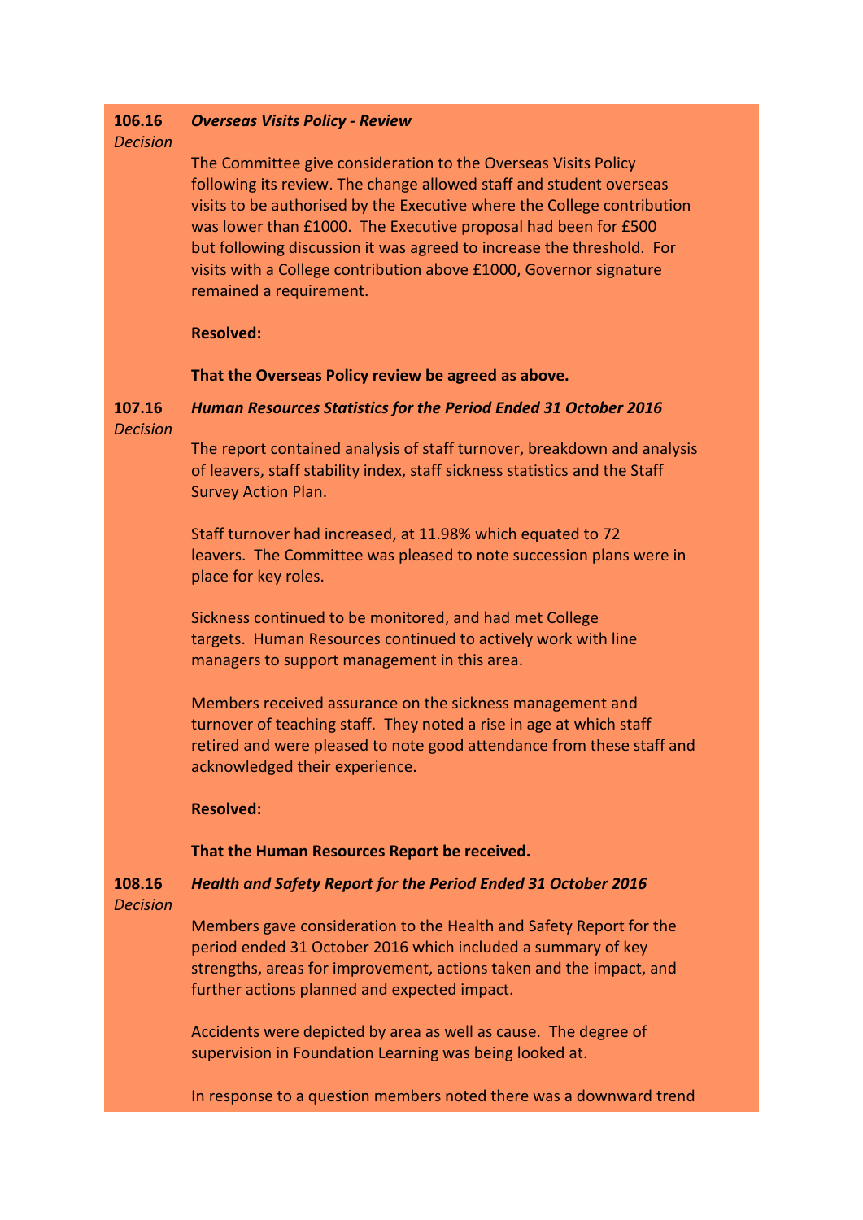**106.16** *Decision* ***Overseas Visits Policy - Review***

The Committee give consideration to the Overseas Visits Policy following its review. The change allowed staff and student overseas visits to be authorised by the Executive where the College contribution was lower than £1000. The Executive proposal had been for £500 but following discussion it was agreed to increase the threshold. For visits with a College contribution above £1000, Governor signature remained a requirement.

**Resolved:**

**That the Overseas Policy review be agreed as above.**

**107.16** *Decision* ***Human Resources Statistics for the Period Ended 31 October 2016***

The report contained analysis of staff turnover, breakdown and analysis of leavers, staff stability index, staff sickness statistics and the Staff Survey Action Plan.

Staff turnover had increased, at 11.98% which equated to 72 leavers. The Committee was pleased to note succession plans were in place for key roles.

Sickness continued to be monitored, and had met College targets. Human Resources continued to actively work with line managers to support management in this area.

Members received assurance on the sickness management and turnover of teaching staff. They noted a rise in age at which staff retired and were pleased to note good attendance from these staff and acknowledged their experience.

**Resolved:**

**That the Human Resources Report be received.**

**108.16** *Decision* ***Health and Safety Report for the Period Ended 31 October 2016***

Members gave consideration to the Health and Safety Report for the period ended 31 October 2016 which included a summary of key strengths, areas for improvement, actions taken and the impact, and further actions planned and expected impact.

Accidents were depicted by area as well as cause. The degree of supervision in Foundation Learning was being looked at.

In response to a question members noted there was a downward trend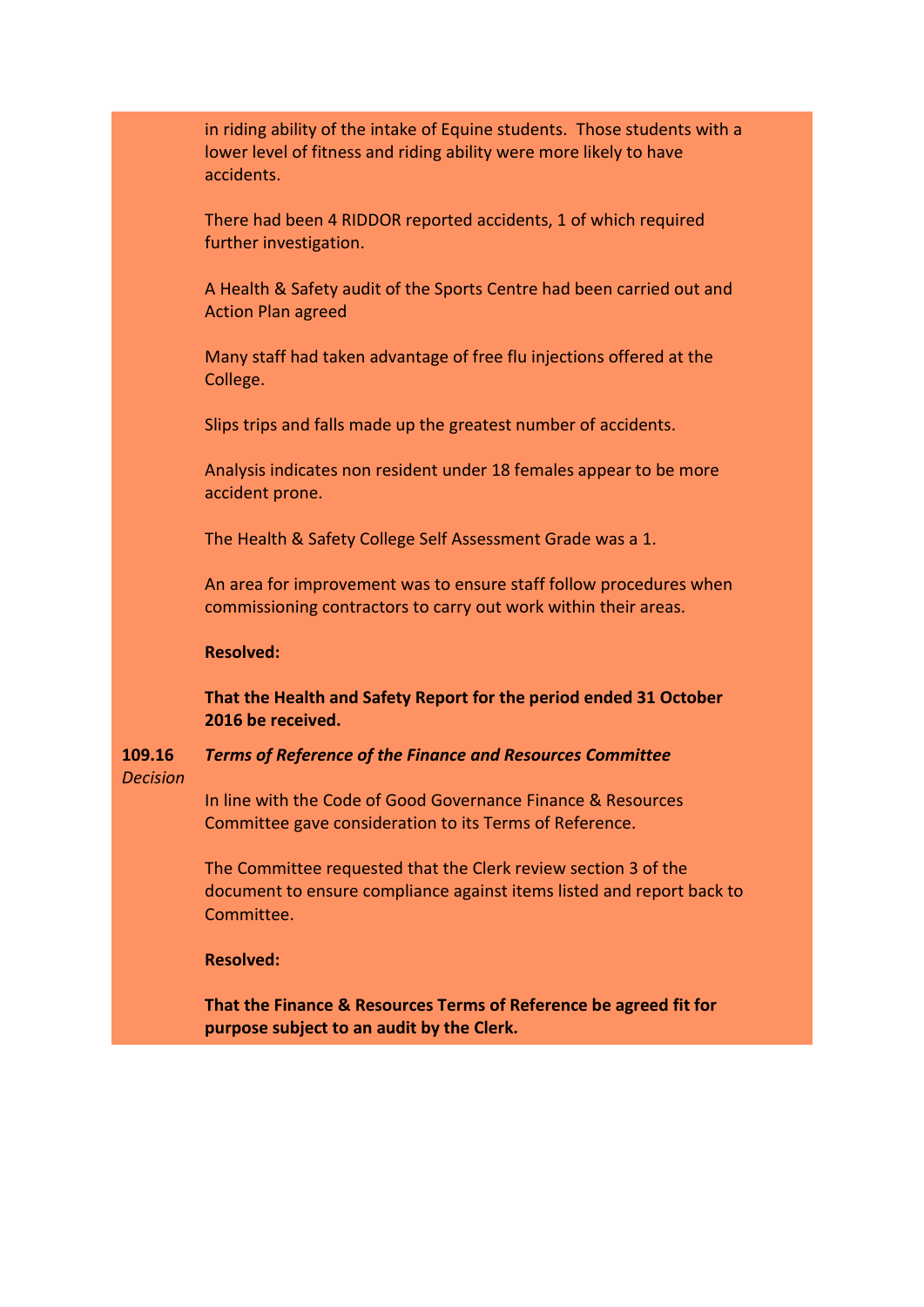in riding ability of the intake of Equine students. Those students with a lower level of fitness and riding ability were more likely to have accidents.

There had been 4 RIDDOR reported accidents, 1 of which required further investigation.

A Health & Safety audit of the Sports Centre had been carried out and Action Plan agreed

Many staff had taken advantage of free flu injections offered at the College.

Slips trips and falls made up the greatest number of accidents.

Analysis indicates non resident under 18 females appear to be more accident prone.

The Health & Safety College Self Assessment Grade was a 1.

An area for improvement was to ensure staff follow procedures when commissioning contractors to carry out work within their areas.

**Resolved:**

**That the Health and Safety Report for the period ended 31 October 2016 be received.**

**109.16** ***Terms of Reference of the Finance and Resources Committee***
*Decision*

In line with the Code of Good Governance Finance & Resources Committee gave consideration to its Terms of Reference.

The Committee requested that the Clerk review section 3 of the document to ensure compliance against items listed and report back to Committee.

**Resolved:**

**That the Finance & Resources Terms of Reference be agreed fit for purpose subject to an audit by the Clerk.**